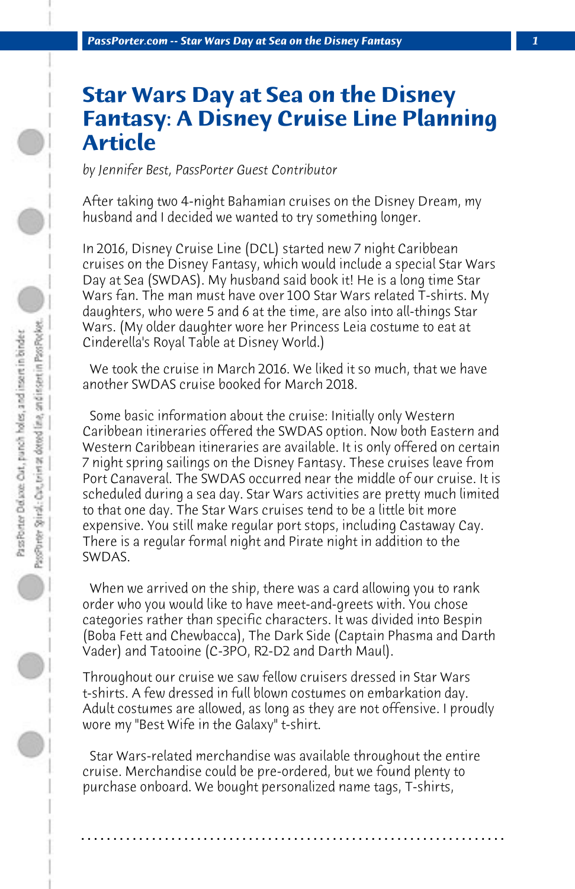# Star Wars Day at Sea on the Disney Fantasy: A Disney Cruise Line Planning Article

*by Jennifer Best, PassPorter Guest Contributor*

After taking two 4-night Bahamian cruises on the Disney Dream, my husband and I decided we wanted to try something longer.

In 2016, Disney Cruise Line (DCL) started new 7 night Caribbean cruises on the Disney Fantasy, which would include a special Star Wars Day at Sea (SWDAS). My husband said book it! He is a long time Star Wars fan. The man must have over 100 Star Wars related T-shirts. My daughters, who were 5 and 6 at the time, are also into all-things Star Wars. (My older daughter wore her Princess Leia costume to eat at Cinderella's Royal Table at Disney World.)

We took the cruise in March 2016. We liked it so much, that we have another SWDAS cruise booked for March 2018.

Some basic information about the cruise: Initially only Western Caribbean itineraries offered the SWDAS option. Now both Eastern and Western Caribbean itineraries are available. It is only offered on certain 7 night spring sailings on the Disney Fantasy. These cruises leave from Port Canaveral. The SWDAS occurred near the middle of our cruise. It is scheduled during a sea day. Star Wars activities are pretty much limited to that one day. The Star Wars cruises tend to be a little bit more expensive. You still make regular port stops, including Castaway Cay. There is a regular formal night and Pirate night in addition to the SWDAS.

When we arrived on the ship, there was a card allowing you to rank order who you would like to have meet-and-greets with. You chose categories rather than specific characters. It was divided into Bespin (Boba Fett and Chewbacca), The Dark Side (Captain Phasma and Darth Vader) and Tatooine (C-3PO, R2-D2 and Darth Maul).

Throughout our cruise we saw fellow cruisers dressed in Star Wars t-shirts. A few dressed in full blown costumes on embarkation day. Adult costumes are allowed, as long as they are not offensive. I proudly wore my "Best Wife in the Galaxy" t-shirt.

Star Wars-related merchandise was available throughout the entire cruise. Merchandise could be pre-ordered, but we found plenty to purchase onboard. We bought personalized name tags, T-shirts,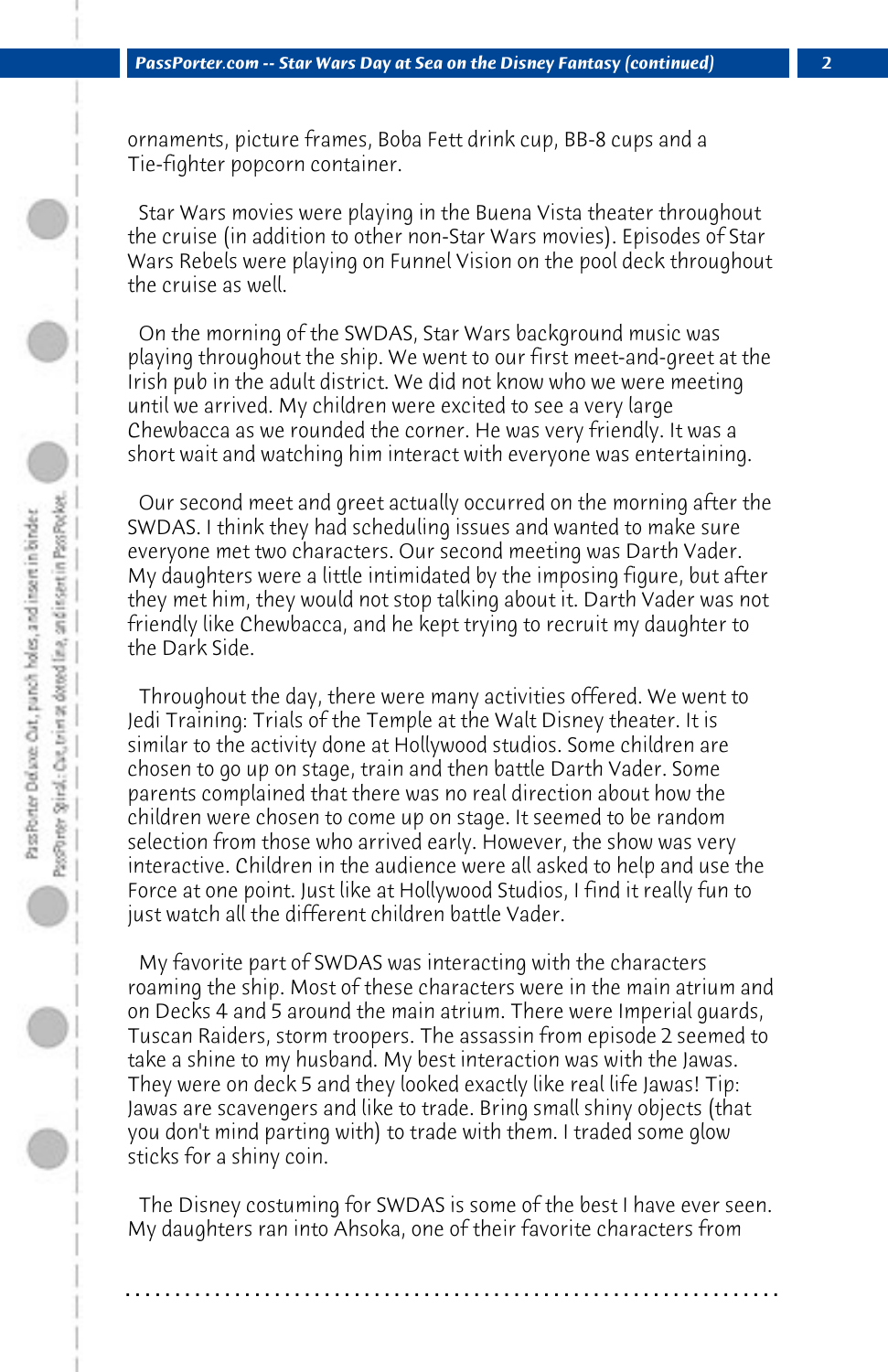ornaments, picture frames, Boba Fett drink cup, BB-8 cups and a Tie-fighter popcorn container.

Star Wars movies were playing in the Buena Vista theater throughout the cruise (in addition to other non-Star Wars movies). Episodes of Star Wars Rebels were playing on Funnel Vision on the pool deck throughout the cruise as well.

On the morning of the SWDAS, Star Wars background music was playing throughout the ship. We went to our first meet-and-greet at the Irish pub in the adult district. We did not know who we were meeting until we arrived. My children were excited to see a very large Chewbacca as we rounded the corner. He was very friendly. It was a short wait and watching him interact with everyone was entertaining.

Our second meet and greet actually occurred on the morning after the SWDAS. I think they had scheduling issues and wanted to make sure everyone met two characters. Our second meeting was Darth Vader. My daughters were a little intimidated by the imposing figure, but after they met him, they would not stop talking about it. Darth Vader was not friendly like Chewbacca, and he kept trying to recruit my daughter to the Dark Side.

Throughout the day, there were many activities offered. We went to Jedi Training: Trials of the Temple at the Walt Disney theater. It is similar to the activity done at Hollywood studios. Some children are chosen to go up on stage, train and then battle Darth Vader. Some parents complained that there was no real direction about how the children were chosen to come up on stage. It seemed to be random selection from those who arrived early. However, the show was very interactive. Children in the audience were all asked to help and use the Force at one point. Just like at Hollywood Studios, I find it really fun to just watch all the different children battle Vader.

My favorite part of SWDAS was interacting with the characters roaming the ship. Most of these characters were in the main atrium and on Decks 4 and 5 around the main atrium. There were Imperial guards, Tuscan Raiders, storm troopers. The assassin from episode 2 seemed to take a shine to my husband. My best interaction was with the Jawas. They were on deck 5 and they looked exactly like real life Jawas! Tip: Jawas are scavengers and like to trade. Bring small shiny objects (that you don't mind parting with) to trade with them. I traded some glow sticks for a shiny coin.

The Disney costuming for SWDAS is some of the best I have ever seen. My daughters ran into Ahsoka, one of their favorite characters from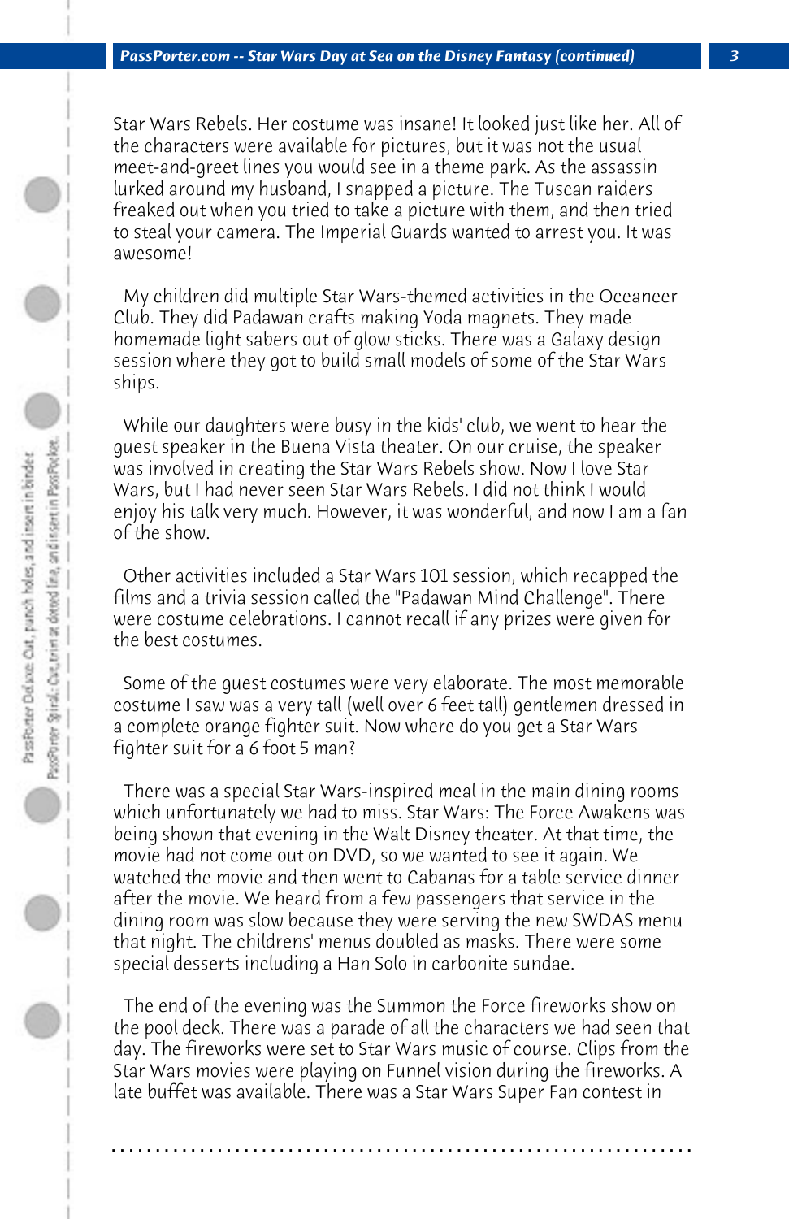Star Wars Rebels. Her costume was insane! It looked just like her. All of the characters were available for pictures, but it was not the usual meet-and-greet lines you would see in a theme park. As the assassin lurked around my husband, I snapped a picture. The Tuscan raiders freaked out when you tried to take a picture with them, and then tried to steal your camera. The Imperial Guards wanted to arrest you. It was awesome!

My children did multiple Star Wars-themed activities in the Oceaneer Club. They did Padawan crafts making Yoda magnets. They made homemade light sabers out of glow sticks. There was a Galaxy design session where they got to build small models of some of the Star Wars ships.

While our daughters were busy in the kids' club, we went to hear the guest speaker in the Buena Vista theater. On our cruise, the speaker was involved in creating the Star Wars Rebels show. Now I love Star Wars, but I had never seen Star Wars Rebels. I did not think I would enjoy his talk very much. However, it was wonderful, and now I am a fan of the show.

Other activities included a Star Wars 101 session, which recapped the films and a trivia session called the "Padawan Mind Challenge". There were costume celebrations. I cannot recall if any prizes were given for the best costumes.

Some of the guest costumes were very elaborate. The most memorable costume I saw was a very tall (well over 6 feet tall) gentlemen dressed in a complete orange fighter suit. Now where do you get a Star Wars fighter suit for a 6 foot 5 man?

There was a special Star Wars-inspired meal in the main dining rooms which unfortunately we had to miss. Star Wars: The Force Awakens was being shown that evening in the Walt Disney theater. At that time, the movie had not come out on DVD, so we wanted to see it again. We watched the movie and then went to Cabanas for a table service dinner after the movie. We heard from a few passengers that service in the dining room was slow because they were serving the new SWDAS menu that night. The childrens' menus doubled as masks. There were some special desserts including a Han Solo in carbonite sundae.

The end of the evening was the Summon the Force fireworks show on the pool deck. There was a parade of all the characters we had seen that day. The fireworks were set to Star Wars music of course. Clips from the Star Wars movies were playing on Funnel vision during the fireworks. A late buffet was available. There was a Star Wars Super Fan contest in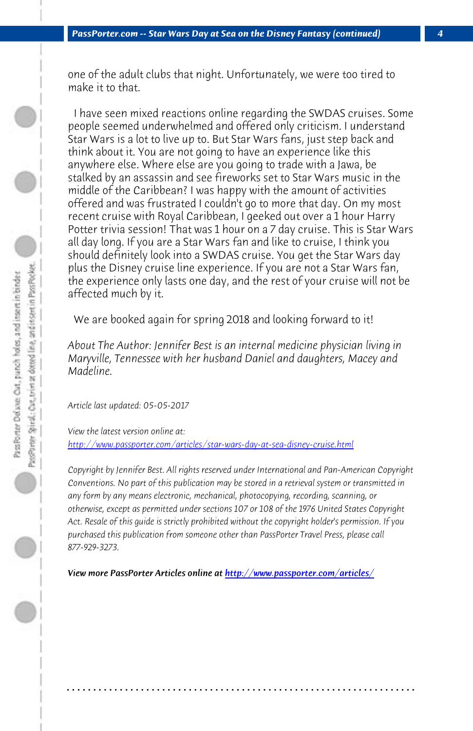one of the adult clubs that night. Unfortunately, we were too tired to make it to that.

I have seen mixed reactions online regarding the SWDAS cruises. Some people seemed underwhelmed and offered only criticism. I understand Star Wars is a lot to live up to. But Star Wars fans, just step back and think about it. You are not going to have an experience like this anywhere else. Where else are you going to trade with a Jawa, be stalked by an assassin and see fireworks set to Star Wars music in the middle of the Caribbean? I was happy with the amount of activities offered and was frustrated I couldn't go to more that day. On my most recent cruise with Royal Caribbean, I geeked out over a 1 hour Harry Potter trivia session! That was 1 hour on a 7 day cruise. This is Star Wars all day long. If you are a Star Wars fan and like to cruise, I think you should definitely look into a SWDAS cruise. You get the Star Wars day plus the Disney cruise line experience. If you are not a Star Wars fan, the experience only lasts one day, and the rest of your cruise will not be affected much by it.

We are booked again for spring 2018 and looking forward to it!

*About The Author: Jennifer Best is an internal medicine physician living in Maryville, Tennessee with her husband Daniel and daughters, Macey and Madeline.*

*Article last updated: 05-05-2017*

*View the latest version online at: http://www.passporter.com/articles/star-wars-day-at-sea-disney-cruise.html*

*Copyright by Jennifer Best. All rights reserved under International and Pan-American Copyright Conventions. No part of this publication may be stored in a retrieval system or transmitted in any form by any means electronic, mechanical, photocopying, recording, scanning, or otherwise, except as permitted under sections 107 or 108 of the 1976 United States Copyright Act. Resale of this guide is strictly prohibited without the copyright holder's permission. If you purchased this publication from someone other than PassPorter Travel Press, please call 877-929-3273.*

***View more PassPorter Articles online at http://www.passporter.com/articles/***